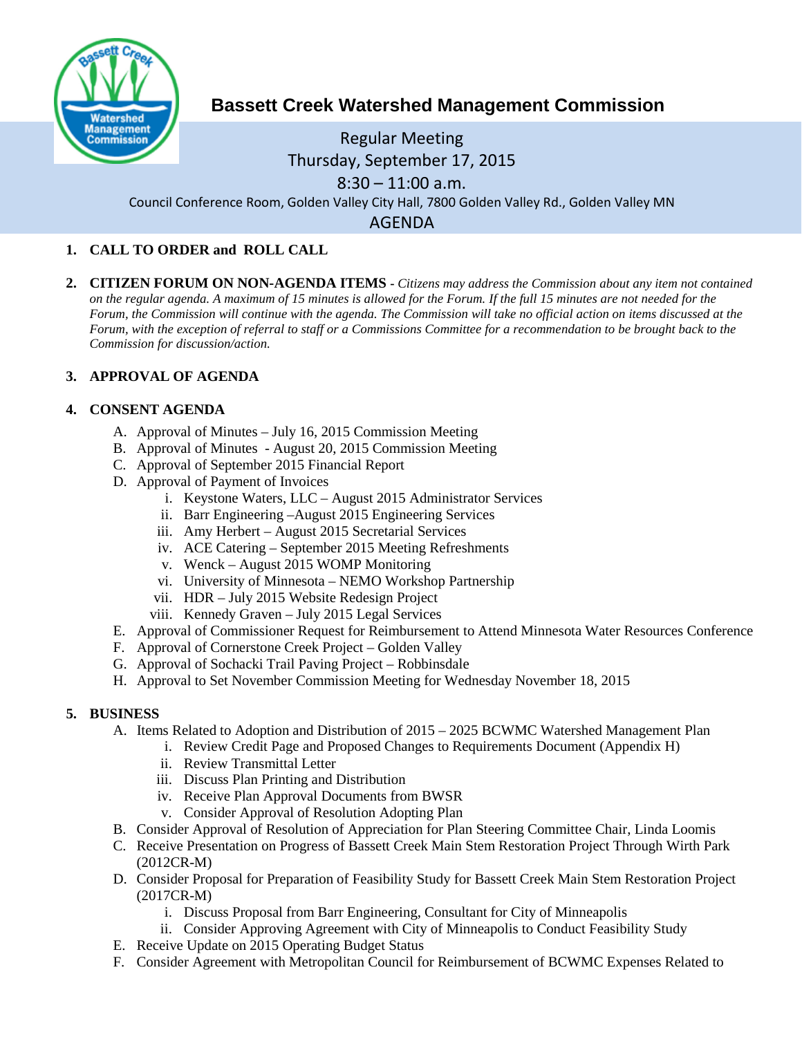# Bassett Creek Watershed Management Commission

Regular Meeting
Thursday, September 17, 2015
8:30 – 11:00 a.m.
Council Conference Room, Golden Valley City Hall, 7800 Golden Valley Rd., Golden Valley MN

AGENDA

1. **CALL TO ORDER and ROLL CALL**

2. **CITIZEN FORUM ON NON-AGENDA ITEMS** - *Citizens may address the Commission about any item not contained on the regular agenda. A maximum of 15 minutes is allowed for the Forum. If the full 15 minutes are not needed for the Forum, the Commission will continue with the agenda. The Commission will take no official action on items discussed at the Forum, with the exception of referral to staff or a Commissions Committee for a recommendation to be brought back to the Commission for discussion/action.*

3. **APPROVAL OF AGENDA**

4. **CONSENT AGENDA**
   A. Approval of Minutes – July 16, 2015 Commission Meeting
   B. Approval of Minutes - August 20, 2015 Commission Meeting
   C. Approval of September 2015 Financial Report
   D. Approval of Payment of Invoices
      i. Keystone Waters, LLC – August 2015 Administrator Services
      ii. Barr Engineering –August 2015 Engineering Services
      iii. Amy Herbert – August 2015 Secretarial Services
      iv. ACE Catering – September 2015 Meeting Refreshments
      v. Wenck – August 2015 WOMP Monitoring
      vi. University of Minnesota – NEMO Workshop Partnership
      vii. HDR – July 2015 Website Redesign Project
      viii. Kennedy Graven – July 2015 Legal Services
   E. Approval of Commissioner Request for Reimbursement to Attend Minnesota Water Resources Conference
   F. Approval of Cornerstone Creek Project – Golden Valley
   G. Approval of Sochacki Trail Paving Project – Robbinsdale
   H. Approval to Set November Commission Meeting for Wednesday November 18, 2015

5. **BUSINESS**
   A. Items Related to Adoption and Distribution of 2015 – 2025 BCWMC Watershed Management Plan
      i. Review Credit Page and Proposed Changes to Requirements Document (Appendix H)
      ii. Review Transmittal Letter
      iii. Discuss Plan Printing and Distribution
      iv. Receive Plan Approval Documents from BWSR
      v. Consider Approval of Resolution Adopting Plan
   B. Consider Approval of Resolution of Appreciation for Plan Steering Committee Chair, Linda Loomis
   C. Receive Presentation on Progress of Bassett Creek Main Stem Restoration Project Through Wirth Park (2012CR-M)
   D. Consider Proposal for Preparation of Feasibility Study for Bassett Creek Main Stem Restoration Project (2017CR-M)
      i. Discuss Proposal from Barr Engineering, Consultant for City of Minneapolis
      ii. Consider Approving Agreement with City of Minneapolis to Conduct Feasibility Study
   E. Receive Update on 2015 Operating Budget Status
   F. Consider Agreement with Metropolitan Council for Reimbursement of BCWMC Expenses Related to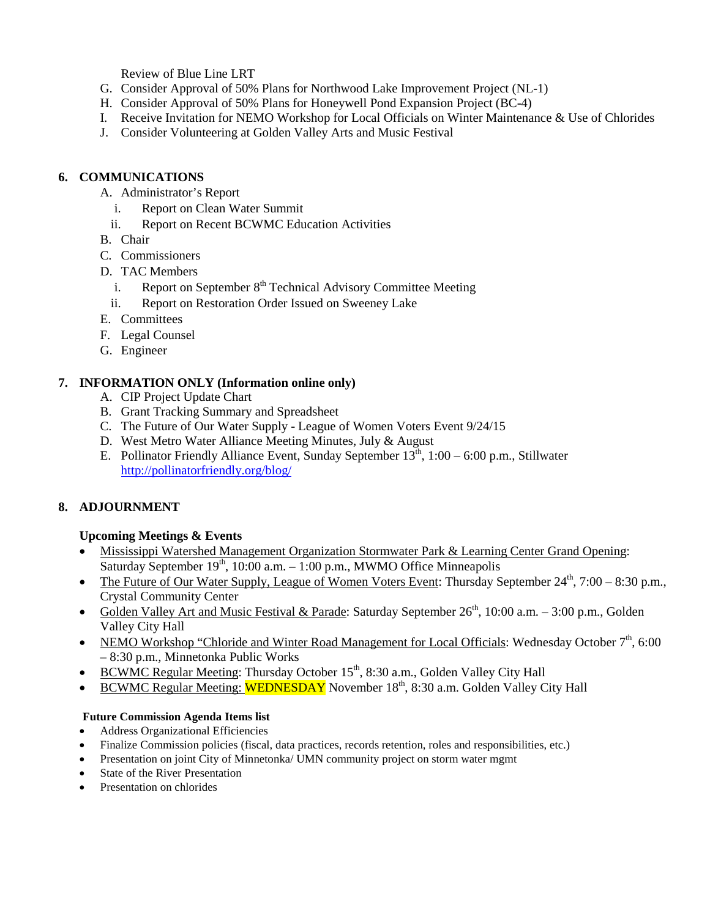Review of Blue Line LRT

G. Consider Approval of 50% Plans for Northwood Lake Improvement Project (NL-1)
H. Consider Approval of 50% Plans for Honeywell Pond Expansion Project (BC-4)
I. Receive Invitation for NEMO Workshop for Local Officials on Winter Maintenance & Use of Chlorides
J. Consider Volunteering at Golden Valley Arts and Music Festival

**6. COMMUNICATIONS**

A. Administrator's Report
  i. Report on Clean Water Summit
  ii. Report on Recent BCWMC Education Activities
B. Chair
C. Commissioners
D. TAC Members
  i. Report on September 8th Technical Advisory Committee Meeting
  ii. Report on Restoration Order Issued on Sweeney Lake
E. Committees
F. Legal Counsel
G. Engineer

**7. INFORMATION ONLY (Information online only)**

A. CIP Project Update Chart
B. Grant Tracking Summary and Spreadsheet
C. The Future of Our Water Supply - League of Women Voters Event 9/24/15
D. West Metro Water Alliance Meeting Minutes, July & August
E. Pollinator Friendly Alliance Event, Sunday September 13th, 1:00 – 6:00 p.m., Stillwater http://pollinatorfriendly.org/blog/

**8. ADJOURNMENT**

**Upcoming Meetings & Events**

- Mississippi Watershed Management Organization Stormwater Park & Learning Center Grand Opening: Saturday September 19th, 10:00 a.m. – 1:00 p.m., MWMO Office Minneapolis
- The Future of Our Water Supply, League of Women Voters Event: Thursday September 24th, 7:00 – 8:30 p.m., Crystal Community Center
- Golden Valley Art and Music Festival & Parade: Saturday September 26th, 10:00 a.m. – 3:00 p.m., Golden Valley City Hall
- NEMO Workshop "Chloride and Winter Road Management for Local Officials: Wednesday October 7th, 6:00 – 8:30 p.m., Minnetonka Public Works
- BCWMC Regular Meeting: Thursday October 15th, 8:30 a.m., Golden Valley City Hall
- BCWMC Regular Meeting: WEDNESDAY November 18th, 8:30 a.m. Golden Valley City Hall

**Future Commission Agenda Items list**

- Address Organizational Efficiencies
- Finalize Commission policies (fiscal, data practices, records retention, roles and responsibilities, etc.)
- Presentation on joint City of Minnetonka/ UMN community project on storm water mgmt
- State of the River Presentation
- Presentation on chlorides